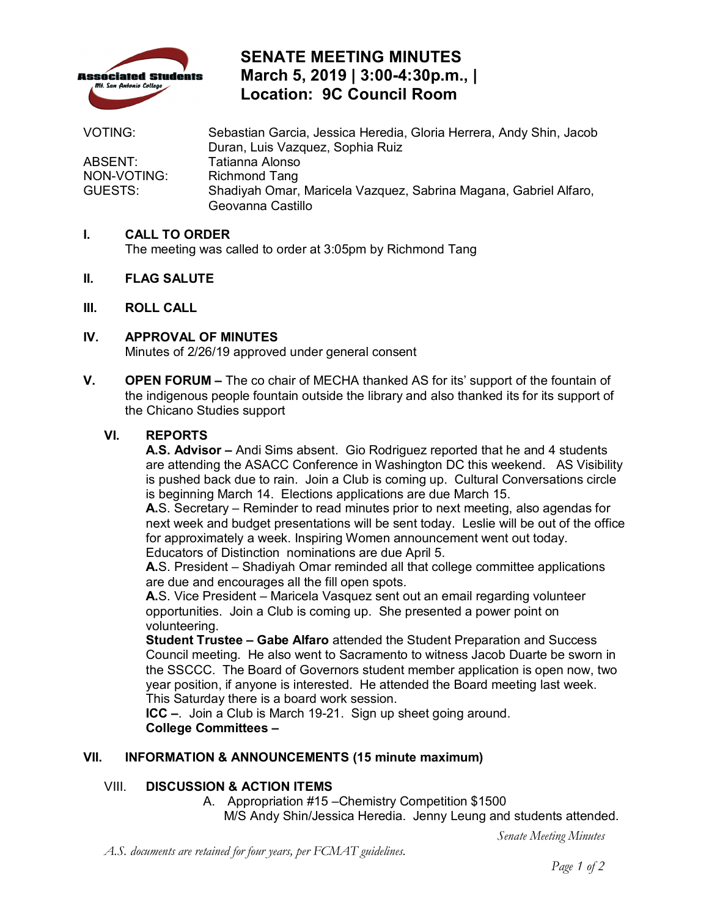# SENATE MEETING MINUTES
## March 5, 2019 | 3:00-4:30p.m., |
## Location: 9C Council Room

| | |
|---|---|
| VOTING: | Sebastian Garcia, Jessica Heredia, Gloria Herrera, Andy Shin, Jacob Duran, Luis Vazquez, Sophia Ruiz |
| ABSENT: | Tatianna Alonso |
| NON-VOTING: | Richmond Tang |
| GUESTS: | Shadiyah Omar, Maricela Vazquez, Sabrina Magana, Gabriel Alfaro, Geovanna Castillo |

**I. CALL TO ORDER**
The meeting was called to order at 3:05pm by Richmond Tang

**II. FLAG SALUTE**

**III. ROLL CALL**

**IV. APPROVAL OF MINUTES**
Minutes of 2/26/19 approved under general consent

**V. OPEN FORUM –** The co chair of MECHA thanked AS for its' support of the fountain of the indigenous people fountain outside the library and also thanked its for its support of the Chicano Studies support

**VI. REPORTS**

**A.S. Advisor –** Andi Sims absent. Gio Rodriguez reported that he and 4 students are attending the ASACC Conference in Washington DC this weekend. AS Visibility is pushed back due to rain. Join a Club is coming up. Cultural Conversations circle is beginning March 14. Elections applications are due March 15.

**A**.S. Secretary – Reminder to read minutes prior to next meeting, also agendas for next week and budget presentations will be sent today. Leslie will be out of the office for approximately a week. Inspiring Women announcement went out today. Educators of Distinction nominations are due April 5.

**A**.S. President – Shadiyah Omar reminded all that college committee applications are due and encourages all the fill open spots.

**A**.S. Vice President – Maricela Vasquez sent out an email regarding volunteer opportunities. Join a Club is coming up. She presented a power point on volunteering.

**Student Trustee – Gabe Alfaro** attended the Student Preparation and Success Council meeting. He also went to Sacramento to witness Jacob Duarte be sworn in the SSCCC. The Board of Governors student member application is open now, two year position, if anyone is interested. He attended the Board meeting last week. This Saturday there is a board work session.

**ICC –**. Join a Club is March 19-21. Sign up sheet going around.

**College Committees –**

**VII. INFORMATION & ANNOUNCEMENTS (15 minute maximum)**

**VIII. DISCUSSION & ACTION ITEMS**

A. Appropriation #15 –Chemistry Competition $1500
M/S Andy Shin/Jessica Heredia. Jenny Leung and students attended.

*A.S. documents are retained for four years, per FCMAT guidelines.*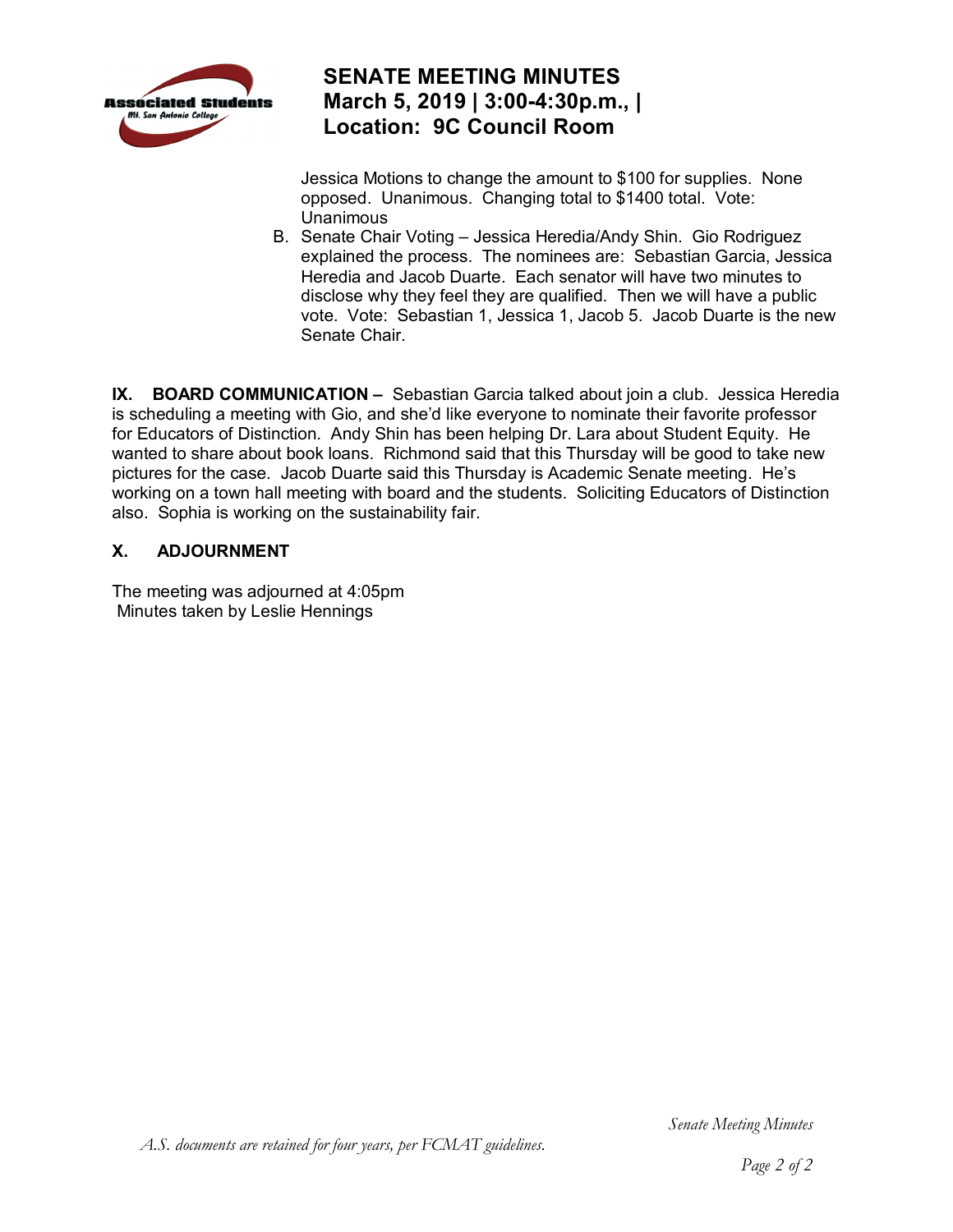# SENATE MEETING MINUTES
# March 5, 2019 | 3:00-4:30p.m., |
# Location: 9C Council Room

Jessica Motions to change the amount to $100 for supplies. None opposed. Unanimous. Changing total to $1400 total. Vote: Unanimous

B. Senate Chair Voting – Jessica Heredia/Andy Shin. Gio Rodriguez explained the process. The nominees are: Sebastian Garcia, Jessica Heredia and Jacob Duarte. Each senator will have two minutes to disclose why they feel they are qualified. Then we will have a public vote. Vote: Sebastian 1, Jessica 1, Jacob 5. Jacob Duarte is the new Senate Chair.

**IX. BOARD COMMUNICATION –** Sebastian Garcia talked about join a club. Jessica Heredia is scheduling a meeting with Gio, and she'd like everyone to nominate their favorite professor for Educators of Distinction. Andy Shin has been helping Dr. Lara about Student Equity. He wanted to share about book loans. Richmond said that this Thursday will be good to take new pictures for the case. Jacob Duarte said this Thursday is Academic Senate meeting. He's working on a town hall meeting with board and the students. Soliciting Educators of Distinction also. Sophia is working on the sustainability fair.

## X. ADJOURNMENT

The meeting was adjourned at 4:05pm
Minutes taken by Leslie Hennings

*A.S. documents are retained for four years, per FCMAT guidelines.*